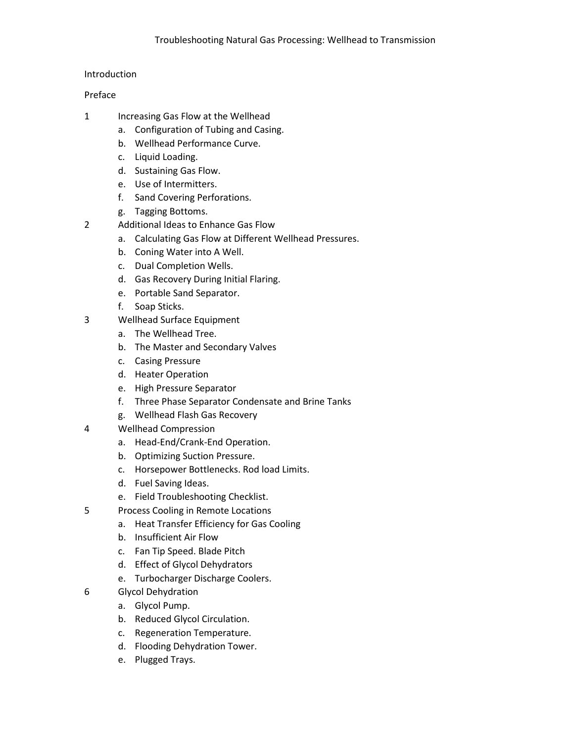# Troubleshooting Natural Gas Processing: Wellhead to Transmission

Introduction

Preface

1 Increasing Gas Flow at the Wellhead
   a. Configuration of Tubing and Casing.
   b. Wellhead Performance Curve.
   c. Liquid Loading.
   d. Sustaining Gas Flow.
   e. Use of Intermitters.
   f. Sand Covering Perforations.
   g. Tagging Bottoms.

2 Additional Ideas to Enhance Gas Flow
   a. Calculating Gas Flow at Different Wellhead Pressures.
   b. Coning Water into A Well.
   c. Dual Completion Wells.
   d. Gas Recovery During Initial Flaring.
   e. Portable Sand Separator.
   f. Soap Sticks.

3 Wellhead Surface Equipment
   a. The Wellhead Tree.
   b. The Master and Secondary Valves
   c. Casing Pressure
   d. Heater Operation
   e. High Pressure Separator
   f. Three Phase Separator Condensate and Brine Tanks
   g. Wellhead Flash Gas Recovery

4 Wellhead Compression
   a. Head-End/Crank-End Operation.
   b. Optimizing Suction Pressure.
   c. Horsepower Bottlenecks. Rod load Limits.
   d. Fuel Saving Ideas.
   e. Field Troubleshooting Checklist.

5 Process Cooling in Remote Locations
   a. Heat Transfer Efficiency for Gas Cooling
   b. Insufficient Air Flow
   c. Fan Tip Speed. Blade Pitch
   d. Effect of Glycol Dehydrators
   e. Turbocharger Discharge Coolers.

6 Glycol Dehydration
   a. Glycol Pump.
   b. Reduced Glycol Circulation.
   c. Regeneration Temperature.
   d. Flooding Dehydration Tower.
   e. Plugged Trays.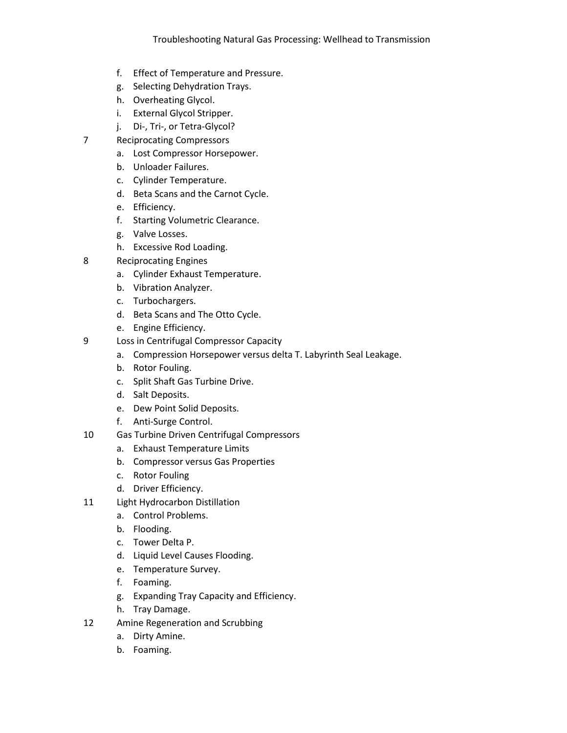f. Effect of Temperature and Pressure.
g. Selecting Dehydration Trays.
h. Overheating Glycol.
i. External Glycol Stripper.
j. Di-, Tri-, or Tetra-Glycol?

7 Reciprocating Compressors
  a. Lost Compressor Horsepower.
  b. Unloader Failures.
  c. Cylinder Temperature.
  d. Beta Scans and the Carnot Cycle.
  e. Efficiency.
  f. Starting Volumetric Clearance.
  g. Valve Losses.
  h. Excessive Rod Loading.

8 Reciprocating Engines
  a. Cylinder Exhaust Temperature.
  b. Vibration Analyzer.
  c. Turbochargers.
  d. Beta Scans and The Otto Cycle.
  e. Engine Efficiency.

9 Loss in Centrifugal Compressor Capacity
  a. Compression Horsepower versus delta T. Labyrinth Seal Leakage.
  b. Rotor Fouling.
  c. Split Shaft Gas Turbine Drive.
  d. Salt Deposits.
  e. Dew Point Solid Deposits.
  f. Anti-Surge Control.

10 Gas Turbine Driven Centrifugal Compressors
  a. Exhaust Temperature Limits
  b. Compressor versus Gas Properties
  c. Rotor Fouling
  d. Driver Efficiency.

11 Light Hydrocarbon Distillation
  a. Control Problems.
  b. Flooding.
  c. Tower Delta P.
  d. Liquid Level Causes Flooding.
  e. Temperature Survey.
  f. Foaming.
  g. Expanding Tray Capacity and Efficiency.
  h. Tray Damage.

12 Amine Regeneration and Scrubbing
  a. Dirty Amine.
  b. Foaming.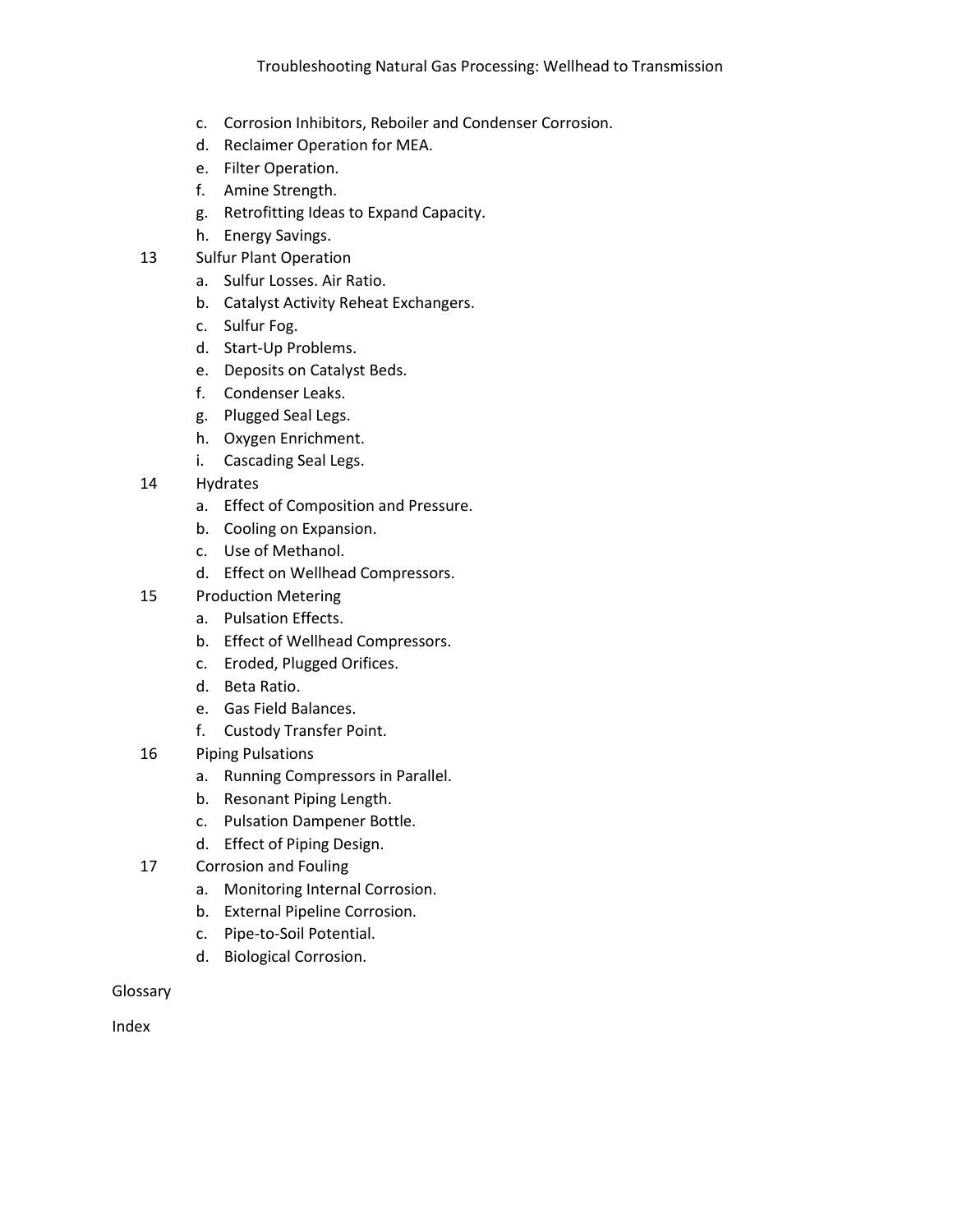- c. Corrosion Inhibitors, Reboiler and Condenser Corrosion.
- d. Reclaimer Operation for MEA.
- e. Filter Operation.
- f. Amine Strength.
- g. Retrofitting Ideas to Expand Capacity.
- h. Energy Savings.

13 Sulfur Plant Operation

- a. Sulfur Losses. Air Ratio.
- b. Catalyst Activity Reheat Exchangers.
- c. Sulfur Fog.
- d. Start-Up Problems.
- e. Deposits on Catalyst Beds.
- f. Condenser Leaks.
- g. Plugged Seal Legs.
- h. Oxygen Enrichment.
- i. Cascading Seal Legs.

14 Hydrates

- a. Effect of Composition and Pressure.
- b. Cooling on Expansion.
- c. Use of Methanol.
- d. Effect on Wellhead Compressors.

15 Production Metering

- a. Pulsation Effects.
- b. Effect of Wellhead Compressors.
- c. Eroded, Plugged Orifices.
- d. Beta Ratio.
- e. Gas Field Balances.
- f. Custody Transfer Point.

16 Piping Pulsations

- a. Running Compressors in Parallel.
- b. Resonant Piping Length.
- c. Pulsation Dampener Bottle.
- d. Effect of Piping Design.

17 Corrosion and Fouling

- a. Monitoring Internal Corrosion.
- b. External Pipeline Corrosion.
- c. Pipe-to-Soil Potential.
- d. Biological Corrosion.

Glossary

Index